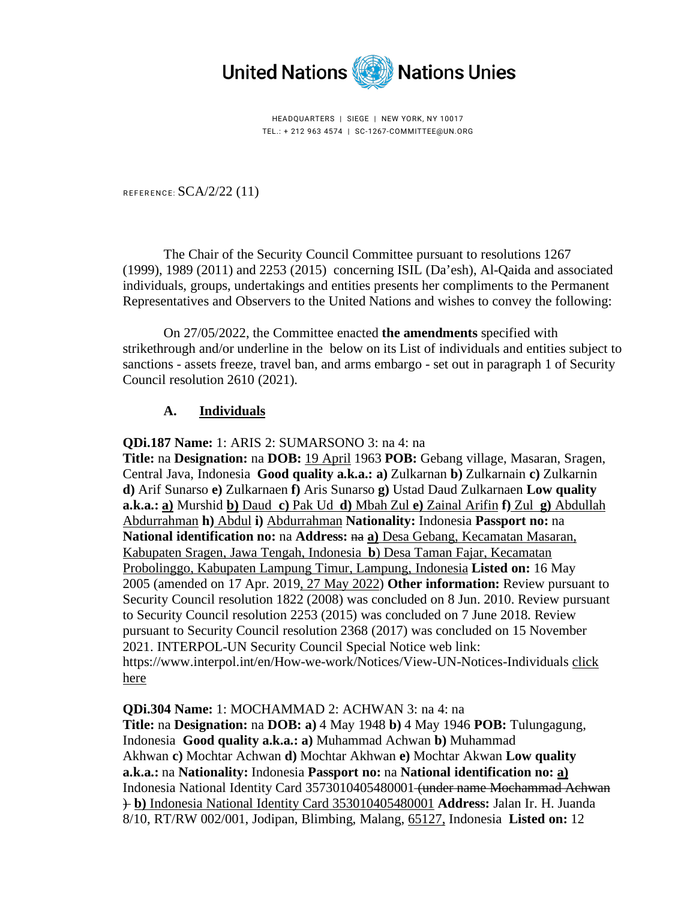United Nations Nations Unies

HEADQUARTERS | SIEGE | NEW YORK, NY 10017
TEL.: + 212 963 4574 | SC-1267-COMMITTEE@UN.ORG

REFERENCE: SCA/2/22 (11)

The Chair of the Security Council Committee pursuant to resolutions 1267 (1999), 1989 (2011) and 2253 (2015) concerning ISIL (Da'esh), Al-Qaida and associated individuals, groups, undertakings and entities presents her compliments to the Permanent Representatives and Observers to the United Nations and wishes to convey the following:

On 27/05/2022, the Committee enacted **the amendments** specified with strikethrough and/or underline in the below on its List of individuals and entities subject to sanctions - assets freeze, travel ban, and arms embargo - set out in paragraph 1 of Security Council resolution 2610 (2021).

## A. Individuals

**QDi.187 Name:** 1: ARIS 2: SUMARSONO 3: na 4: na
**Title:** na **Designation:** na **DOB:** <u>19 April</u> 1963 **POB:** Gebang village, Masaran, Sragen, Central Java, Indonesia **Good quality a.k.a.: a)** Zulkarnan **b)** Zulkarnain **c)** Zulkarnin **d)** Arif Sunarso **e)** Zulkarnaen **f)** Aris Sunarso **g)** Ustad Daud Zulkarnaen **Low quality a.k.a.:** <u>**a)** Murshid **b)** Daud **c)** Pak Ud **d)** Mbah Zul **e)** Zainal Arifin **f)** Zul **g)** Abdullah Abdurrahman **h)** Abdul **i)** Abdurrahman</u> **Nationality:** Indonesia **Passport no:** na **National identification no:** na **Address:** ~~na~~ <u>**a)** Desa Gebang, Kecamatan Masaran, Kabupaten Sragen, Jawa Tengah, Indonesia **b**) Desa Taman Fajar, Kecamatan Probolinggo, Kabupaten Lampung Timur, Lampung, Indonesia</u> **Listed on:** 16 May 2005 (amended on 17 Apr. 2019<u>, 27 May 2022</u>) **Other information:** Review pursuant to Security Council resolution 1822 (2008) was concluded on 8 Jun. 2010. Review pursuant to Security Council resolution 2253 (2015) was concluded on 7 June 2018. Review pursuant to Security Council resolution 2368 (2017) was concluded on 15 November 2021. INTERPOL-UN Security Council Special Notice web link: https://www.interpol.int/en/How-we-work/Notices/View-UN-Notices-Individuals <u>click here</u>

**QDi.304 Name:** 1: MOCHAMMAD 2: ACHWAN 3: na 4: na
**Title:** na **Designation:** na **DOB: a)** 4 May 1948 **b)** 4 May 1946 **POB:** Tulungagung, Indonesia **Good quality a.k.a.: a)** Muhammad Achwan **b)** Muhammad Akhwan **c)** Mochtar Achwan **d)** Mochtar Akhwan **e)** Mochtar Akwan **Low quality a.k.a.:** na **Nationality:** Indonesia **Passport no:** na **National identification no:** <u>**a)**</u> Indonesia National Identity Card 3573010405480001 ~~(under name Mochammad Achwan )~~ <u>**b)** Indonesia National Identity Card 353010405480001</u> **Address:** Jalan Ir. H. Juanda 8/10, RT/RW 002/001, Jodipan, Blimbing, Malang, <u>65127,</u> Indonesia **Listed on:** 12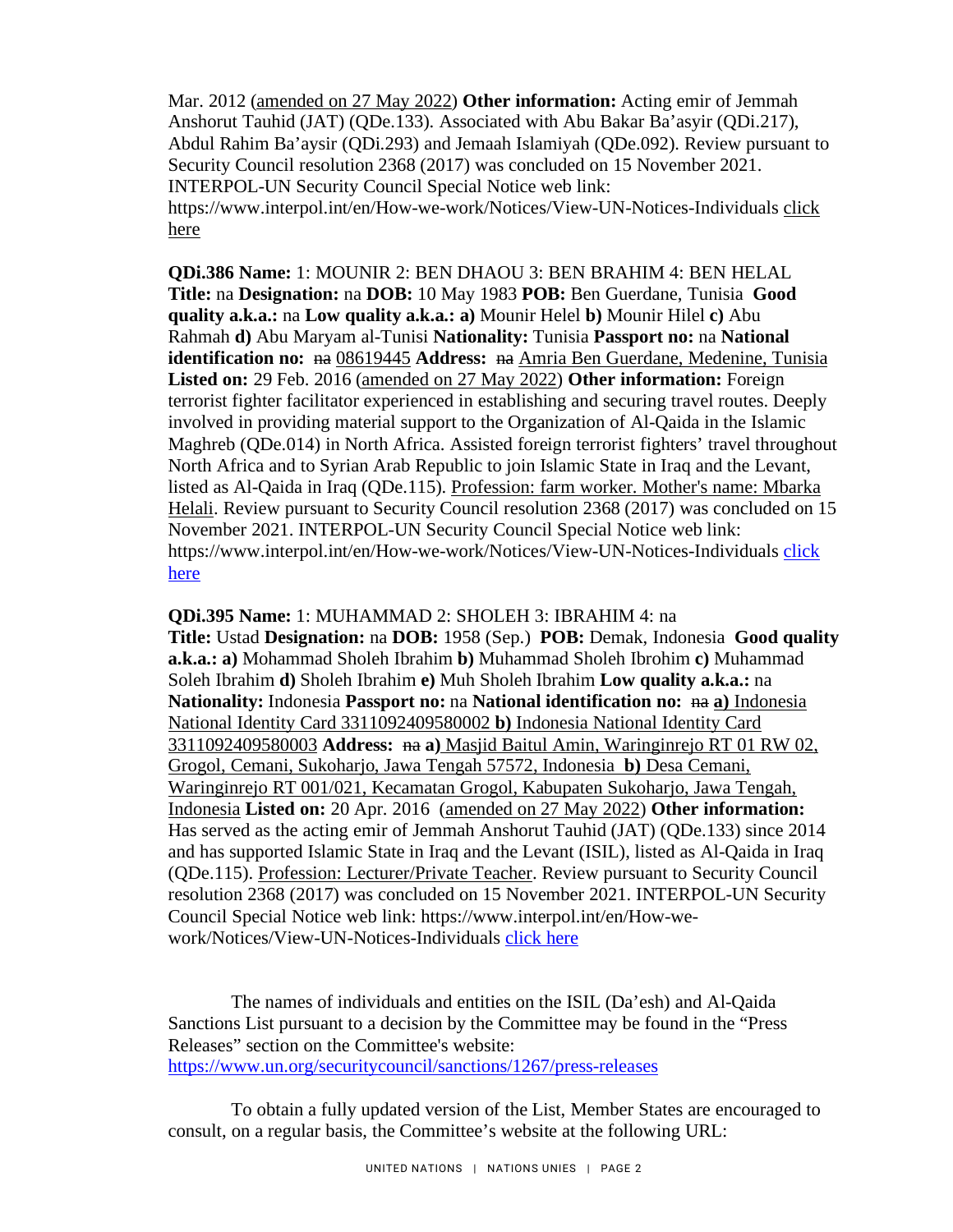Mar. 2012 (amended on 27 May 2022) **Other information:** Acting emir of Jemmah Anshorut Tauhid (JAT) (QDe.133). Associated with Abu Bakar Ba'asyir (QDi.217), Abdul Rahim Ba'aysir (QDi.293) and Jemaah Islamiyah (QDe.092). Review pursuant to Security Council resolution 2368 (2017) was concluded on 15 November 2021. INTERPOL-UN Security Council Special Notice web link: https://www.interpol.int/en/How-we-work/Notices/View-UN-Notices-Individuals click here

**QDi.386 Name:** 1: MOUNIR 2: BEN DHAOU 3: BEN BRAHIM 4: BEN HELAL **Title:** na **Designation:** na **DOB:** 10 May 1983 **POB:** Ben Guerdane, Tunisia **Good quality a.k.a.:** na **Low quality a.k.a.:** **a)** Mounir Helel **b)** Mounir Hilel **c)** Abu Rahmah **d)** Abu Maryam al-Tunisi **Nationality:** Tunisia **Passport no:** na **National identification no:** ~~na~~ 08619445 **Address:** ~~na~~ Amria Ben Guerdane, Medenine, Tunisia **Listed on:** 29 Feb. 2016 (amended on 27 May 2022) **Other information:** Foreign terrorist fighter facilitator experienced in establishing and securing travel routes. Deeply involved in providing material support to the Organization of Al-Qaida in the Islamic Maghreb (QDe.014) in North Africa. Assisted foreign terrorist fighters' travel throughout North Africa and to Syrian Arab Republic to join Islamic State in Iraq and the Levant, listed as Al-Qaida in Iraq (QDe.115). Profession: farm worker. Mother's name: Mbarka Helali. Review pursuant to Security Council resolution 2368 (2017) was concluded on 15 November 2021. INTERPOL-UN Security Council Special Notice web link: https://www.interpol.int/en/How-we-work/Notices/View-UN-Notices-Individuals click here

**QDi.395 Name:** 1: MUHAMMAD 2: SHOLEH 3: IBRAHIM 4: na **Title:** Ustad **Designation:** na **DOB:** 1958 (Sep.) **POB:** Demak, Indonesia **Good quality a.k.a.:** **a)** Mohammad Sholeh Ibrahim **b)** Muhammad Sholeh Ibrohim **c)** Muhammad Soleh Ibrahim **d)** Sholeh Ibrahim **e)** Muh Sholeh Ibrahim **Low quality a.k.a.:** na **Nationality:** Indonesia **Passport no:** na **National identification no:** ~~na~~ **a)** Indonesia National Identity Card 3311092409580002 **b)** Indonesia National Identity Card 3311092409580003 **Address:** ~~na~~ **a)** Masjid Baitul Amin, Waringinrejo RT 01 RW 02, Grogol, Cemani, Sukoharjo, Jawa Tengah 57572, Indonesia **b)** Desa Cemani, Waringinrejo RT 001/021, Kecamatan Grogol, Kabupaten Sukoharjo, Jawa Tengah, Indonesia **Listed on:** 20 Apr. 2016 (amended on 27 May 2022) **Other information:** Has served as the acting emir of Jemmah Anshorut Tauhid (JAT) (QDe.133) since 2014 and has supported Islamic State in Iraq and the Levant (ISIL), listed as Al-Qaida in Iraq (QDe.115). Profession: Lecturer/Private Teacher. Review pursuant to Security Council resolution 2368 (2017) was concluded on 15 November 2021. INTERPOL-UN Security Council Special Notice web link: https://www.interpol.int/en/How-we-work/Notices/View-UN-Notices-Individuals click here

The names of individuals and entities on the ISIL (Da'esh) and Al-Qaida Sanctions List pursuant to a decision by the Committee may be found in the "Press Releases" section on the Committee's website: https://www.un.org/securitycouncil/sanctions/1267/press-releases

To obtain a fully updated version of the List, Member States are encouraged to consult, on a regular basis, the Committee's website at the following URL: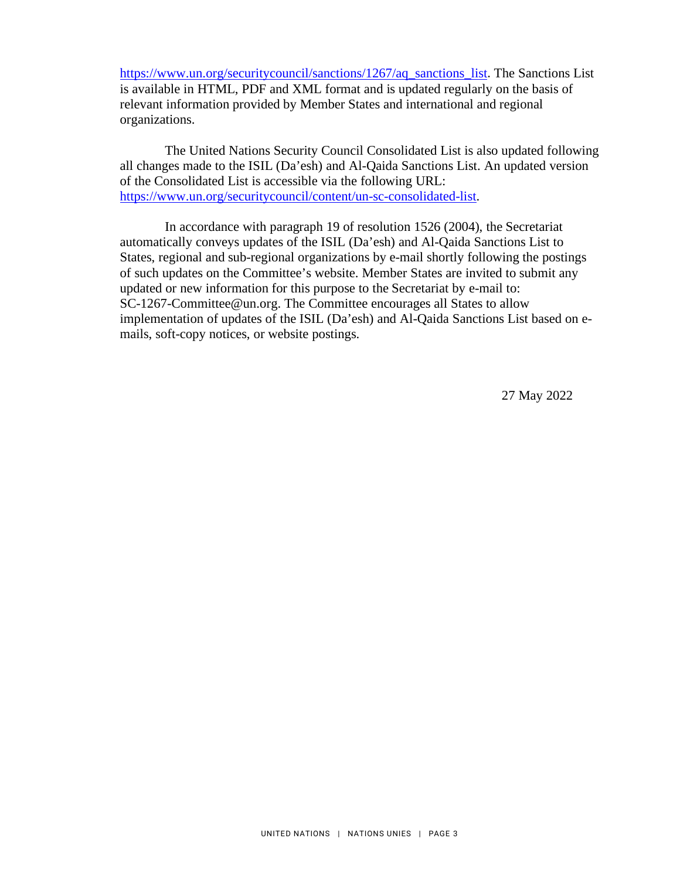https://www.un.org/securitycouncil/sanctions/1267/aq_sanctions_list. The Sanctions List is available in HTML, PDF and XML format and is updated regularly on the basis of relevant information provided by Member States and international and regional organizations.

The United Nations Security Council Consolidated List is also updated following all changes made to the ISIL (Da'esh) and Al-Qaida Sanctions List. An updated version of the Consolidated List is accessible via the following URL: https://www.un.org/securitycouncil/content/un-sc-consolidated-list.

In accordance with paragraph 19 of resolution 1526 (2004), the Secretariat automatically conveys updates of the ISIL (Da'esh) and Al-Qaida Sanctions List to States, regional and sub-regional organizations by e-mail shortly following the postings of such updates on the Committee's website. Member States are invited to submit any updated or new information for this purpose to the Secretariat by e-mail to: SC-1267-Committee@un.org. The Committee encourages all States to allow implementation of updates of the ISIL (Da'esh) and Al-Qaida Sanctions List based on e-mails, soft-copy notices, or website postings.

27 May 2022